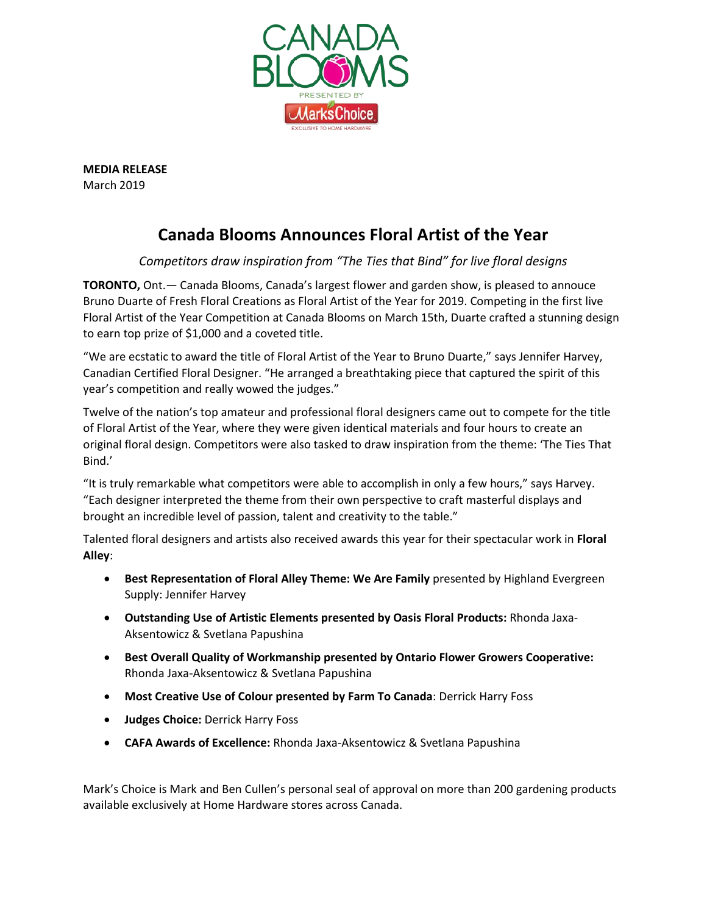**MEDIA RELEASE**
March 2019

# Canada Blooms Announces Floral Artist of the Year

*Competitors draw inspiration from "The Ties that Bind" for live floral designs*

**TORONTO,** Ont.— Canada Blooms, Canada's largest flower and garden show, is pleased to annouce Bruno Duarte of Fresh Floral Creations as Floral Artist of the Year for 2019. Competing in the first live Floral Artist of the Year Competition at Canada Blooms on March 15th, Duarte crafted a stunning design to earn top prize of $1,000 and a coveted title.

"We are ecstatic to award the title of Floral Artist of the Year to Bruno Duarte," says Jennifer Harvey, Canadian Certified Floral Designer. "He arranged a breathtaking piece that captured the spirit of this year's competition and really wowed the judges."

Twelve of the nation's top amateur and professional floral designers came out to compete for the title of Floral Artist of the Year, where they were given identical materials and four hours to create an original floral design. Competitors were also tasked to draw inspiration from the theme: 'The Ties That Bind.'

"It is truly remarkable what competitors were able to accomplish in only a few hours," says Harvey. "Each designer interpreted the theme from their own perspective to craft masterful displays and brought an incredible level of passion, talent and creativity to the table."

Talented floral designers and artists also received awards this year for their spectacular work in **Floral Alley**:

- **Best Representation of Floral Alley Theme: We Are Family** presented by Highland Evergreen Supply: Jennifer Harvey
- **Outstanding Use of Artistic Elements presented by Oasis Floral Products:** Rhonda Jaxa-Aksentowicz & Svetlana Papushina
- **Best Overall Quality of Workmanship presented by Ontario Flower Growers Cooperative:** Rhonda Jaxa-Aksentowicz & Svetlana Papushina
- **Most Creative Use of Colour presented by Farm To Canada**: Derrick Harry Foss
- **Judges Choice:** Derrick Harry Foss
- **CAFA Awards of Excellence:** Rhonda Jaxa-Aksentowicz & Svetlana Papushina

Mark's Choice is Mark and Ben Cullen's personal seal of approval on more than 200 gardening products available exclusively at Home Hardware stores across Canada.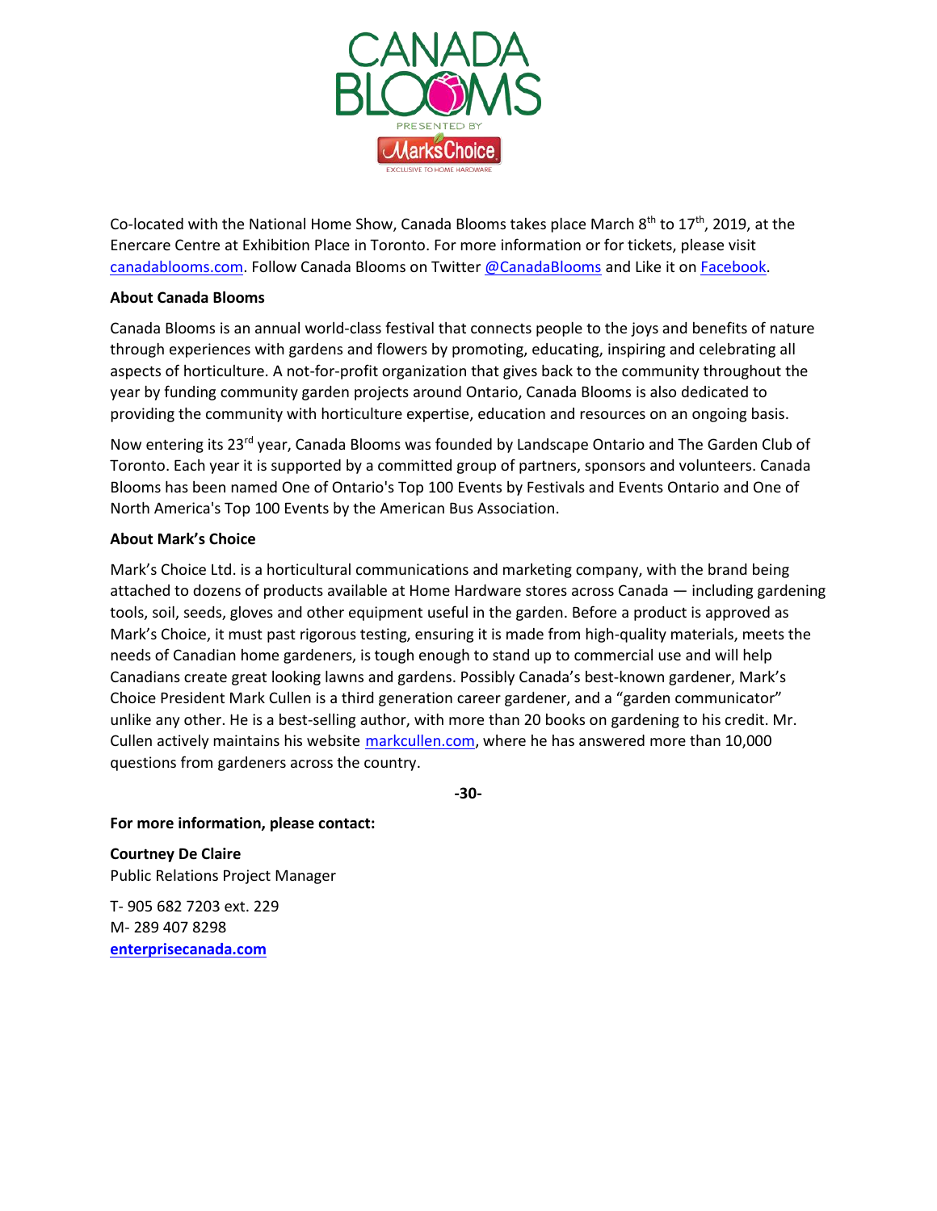Co-located with the National Home Show, Canada Blooms takes place March 8th to 17th, 2019, at the Enercare Centre at Exhibition Place in Toronto. For more information or for tickets, please visit canadablooms.com. Follow Canada Blooms on Twitter @CanadaBlooms and Like it on Facebook.

**About Canada Blooms**

Canada Blooms is an annual world-class festival that connects people to the joys and benefits of nature through experiences with gardens and flowers by promoting, educating, inspiring and celebrating all aspects of horticulture. A not-for-profit organization that gives back to the community throughout the year by funding community garden projects around Ontario, Canada Blooms is also dedicated to providing the community with horticulture expertise, education and resources on an ongoing basis.

Now entering its 23rd year, Canada Blooms was founded by Landscape Ontario and The Garden Club of Toronto. Each year it is supported by a committed group of partners, sponsors and volunteers. Canada Blooms has been named One of Ontario's Top 100 Events by Festivals and Events Ontario and One of North America's Top 100 Events by the American Bus Association.

**About Mark's Choice**

Mark's Choice Ltd. is a horticultural communications and marketing company, with the brand being attached to dozens of products available at Home Hardware stores across Canada — including gardening tools, soil, seeds, gloves and other equipment useful in the garden. Before a product is approved as Mark's Choice, it must past rigorous testing, ensuring it is made from high-quality materials, meets the needs of Canadian home gardeners, is tough enough to stand up to commercial use and will help Canadians create great looking lawns and gardens. Possibly Canada's best-known gardener, Mark's Choice President Mark Cullen is a third generation career gardener, and a "garden communicator" unlike any other. He is a best-selling author, with more than 20 books on gardening to his credit. Mr. Cullen actively maintains his website markcullen.com, where he has answered more than 10,000 questions from gardeners across the country.

-30-

**For more information, please contact:**

**Courtney De Claire**
Public Relations Project Manager

T- 905 682 7203 ext. 229
M- 289 407 8298
**enterprisecanada.com**